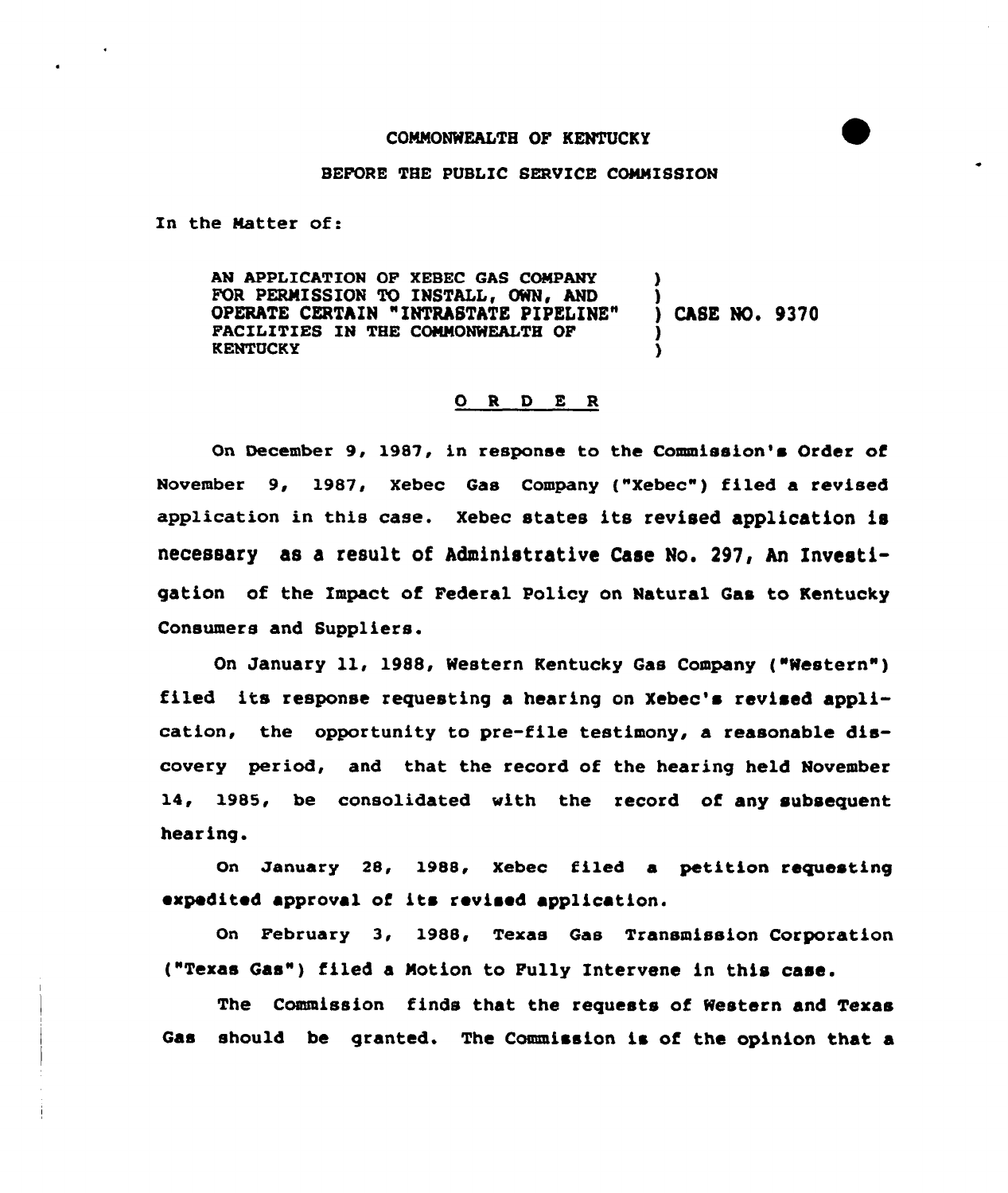COMMONWEALTH OF KENTUCKY

BEFORE THE PUBLIC SERVICE COMMISSION

In the Matter of:

| | | |
|---|---|---|
| AN APPLICATION OF XEBEC GAS COMPANY FOR PERMISSION TO INSTALL, OWN, AND OPERATE CERTAIN "INTRASTATE PIPELINE" FACILITIES IN THE COMMONWEALTH OF KENTUCKY | ) | CASE NO. 9370 |

## O R D E R

On December 9, 1987, in response to the Commission's Order of November 9, 1987, Xebec Gas Company ("Xebec") filed a revised application in this case. Xebec states its revised application is necessary as a result of Administrative Case No. 297, An Investigation of the Impact of Federal Policy on Natural Gas to Kentucky Consumers and Suppliers.

On January 11, 1988, Western Kentucky Gas Company ("Western") filed its response requesting a hearing on Xebec's revised application, the opportunity to pre-file testimony, a reasonable discovery period, and that the record of the hearing held November 14, 1985, be consolidated with the record of any subsequent hearing.

On January 28, 1988, Xebec filed a petition requesting expedited approval of its revised application.

On February 3, 1988, Texas Gas Transmission Corporation ("Texas Gas") filed a Motion to Fully Intervene in this case.

The Commission finds that the requests of Western and Texas Gas should be granted. The Commission is of the opinion that a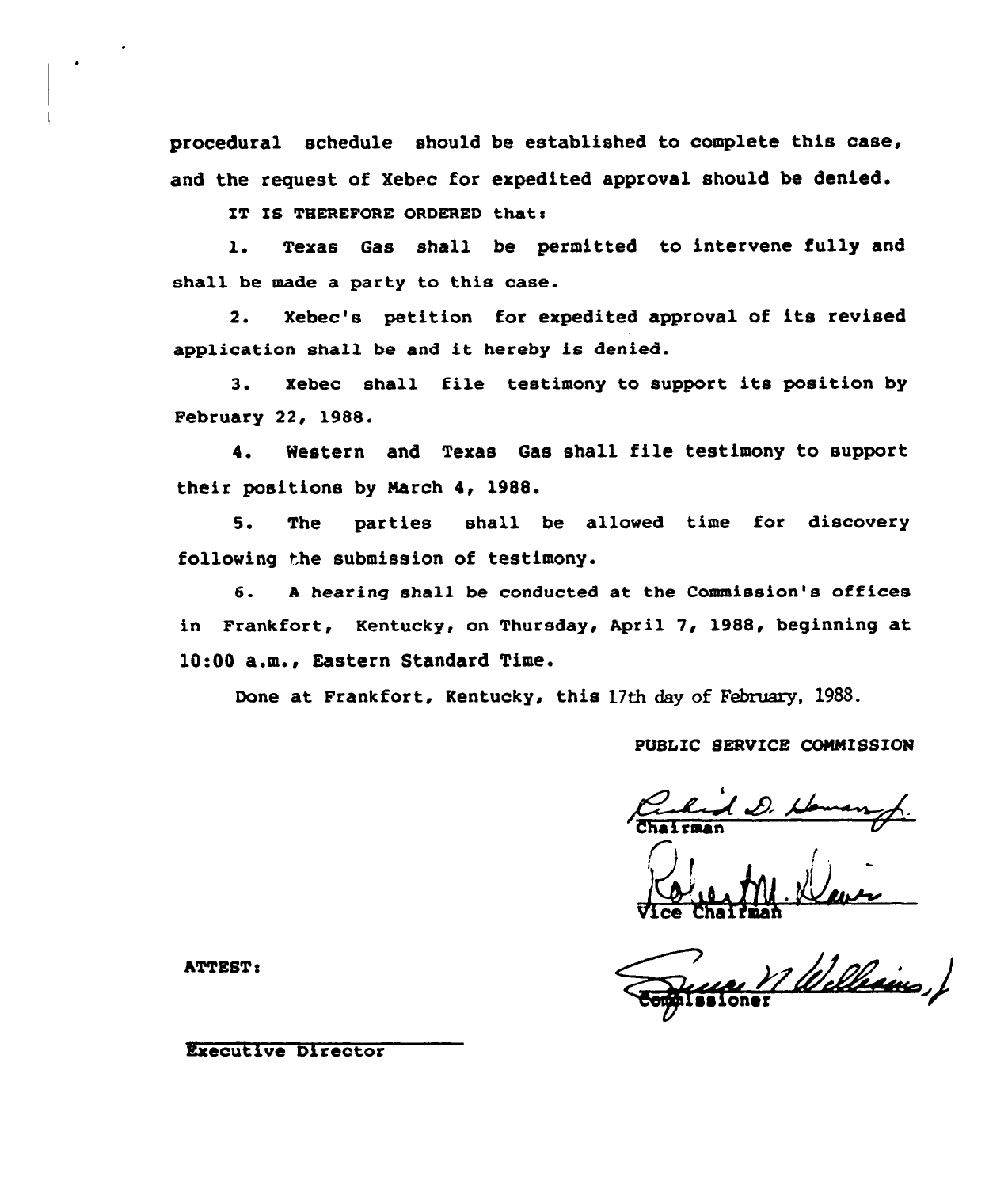procedural schedule should be established to complete this case, and the request of Xebec for expedited approval should be denied.

IT IS THEREFORE ORDERED that:

1. Texas Gas shall be permitted to intervene fully and shall be made a party to this case.

2. Xebec's petition for expedited approval of its revised application shall be and it hereby is denied.

3. Xebec shall file testimony to support its position by February 22, 1988.

4. Western and Texas Gas shall file testimony to support their positions by March 4, 1988.

5. The parties shall be allowed time for discovery following the submission of testimony.

6. A hearing shall be conducted at the Commission's offices in Frankfort, Kentucky, on Thursday, April 7, 1988, beginning at 10:00 a.m., Eastern Standard Time.

Done at Frankfort, Kentucky, this 17th day of February, 1988.

PUBLIC SERVICE COMMISSION

Chairman

Vice Chairman

Commissioner

ATTEST:

Executive Director